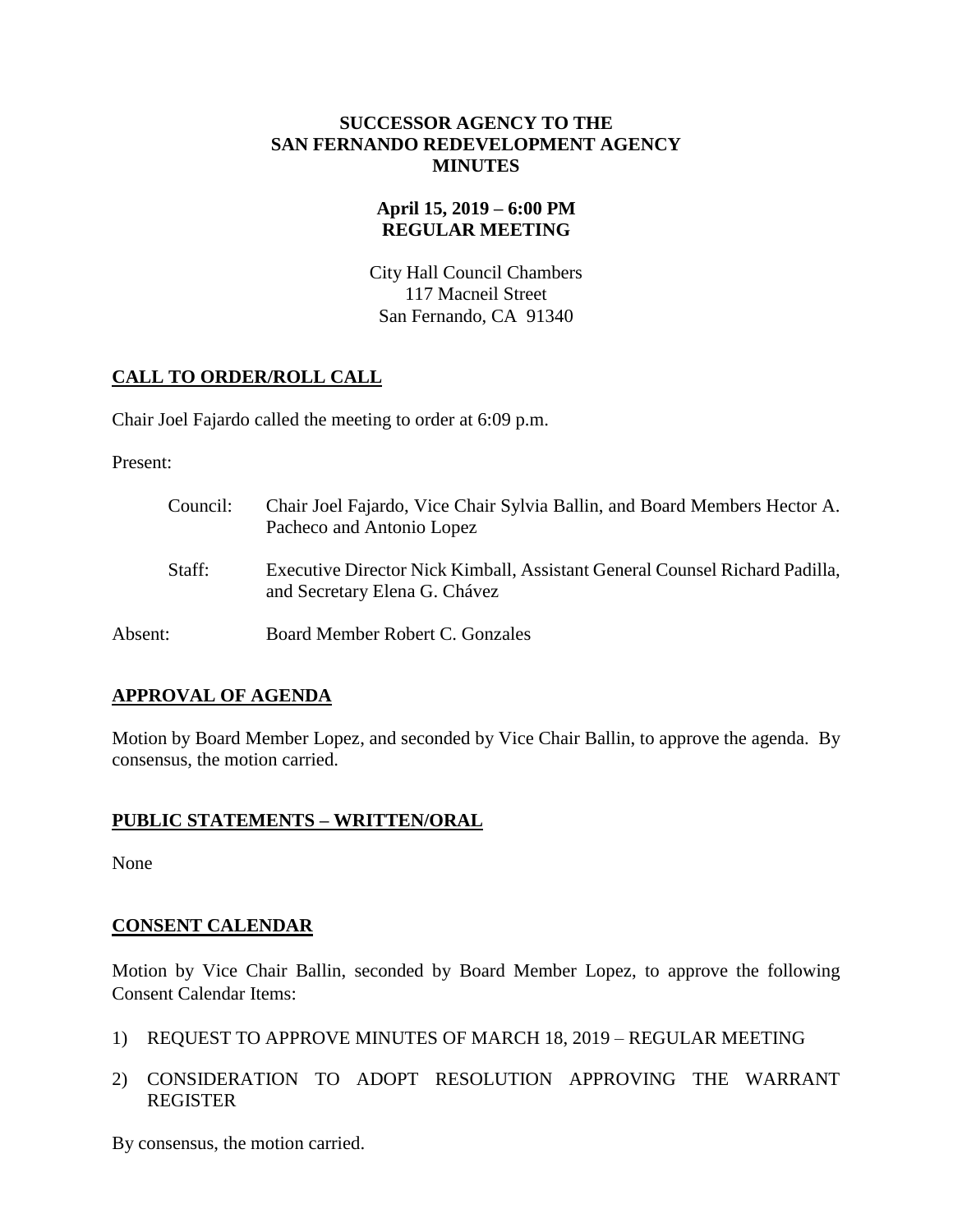**SUCCESSOR AGENCY TO THE**
**SAN FERNANDO REDEVELOPMENT AGENCY**
**MINUTES**

**April 15, 2019 – 6:00 PM**
**REGULAR MEETING**

City Hall Council Chambers
117 Macneil Street
San Fernando, CA 91340

## CALL TO ORDER/ROLL CALL

Chair Joel Fajardo called the meeting to order at 6:09 p.m.

Present:

Council: Chair Joel Fajardo, Vice Chair Sylvia Ballin, and Board Members Hector A. Pacheco and Antonio Lopez

Staff: Executive Director Nick Kimball, Assistant General Counsel Richard Padilla, and Secretary Elena G. Chávez

Absent: Board Member Robert C. Gonzales

## APPROVAL OF AGENDA

Motion by Board Member Lopez, and seconded by Vice Chair Ballin, to approve the agenda. By consensus, the motion carried.

## PUBLIC STATEMENTS – WRITTEN/ORAL

None

## CONSENT CALENDAR

Motion by Vice Chair Ballin, seconded by Board Member Lopez, to approve the following Consent Calendar Items:

1) REQUEST TO APPROVE MINUTES OF MARCH 18, 2019 – REGULAR MEETING
2) CONSIDERATION TO ADOPT RESOLUTION APPROVING THE WARRANT REGISTER

By consensus, the motion carried.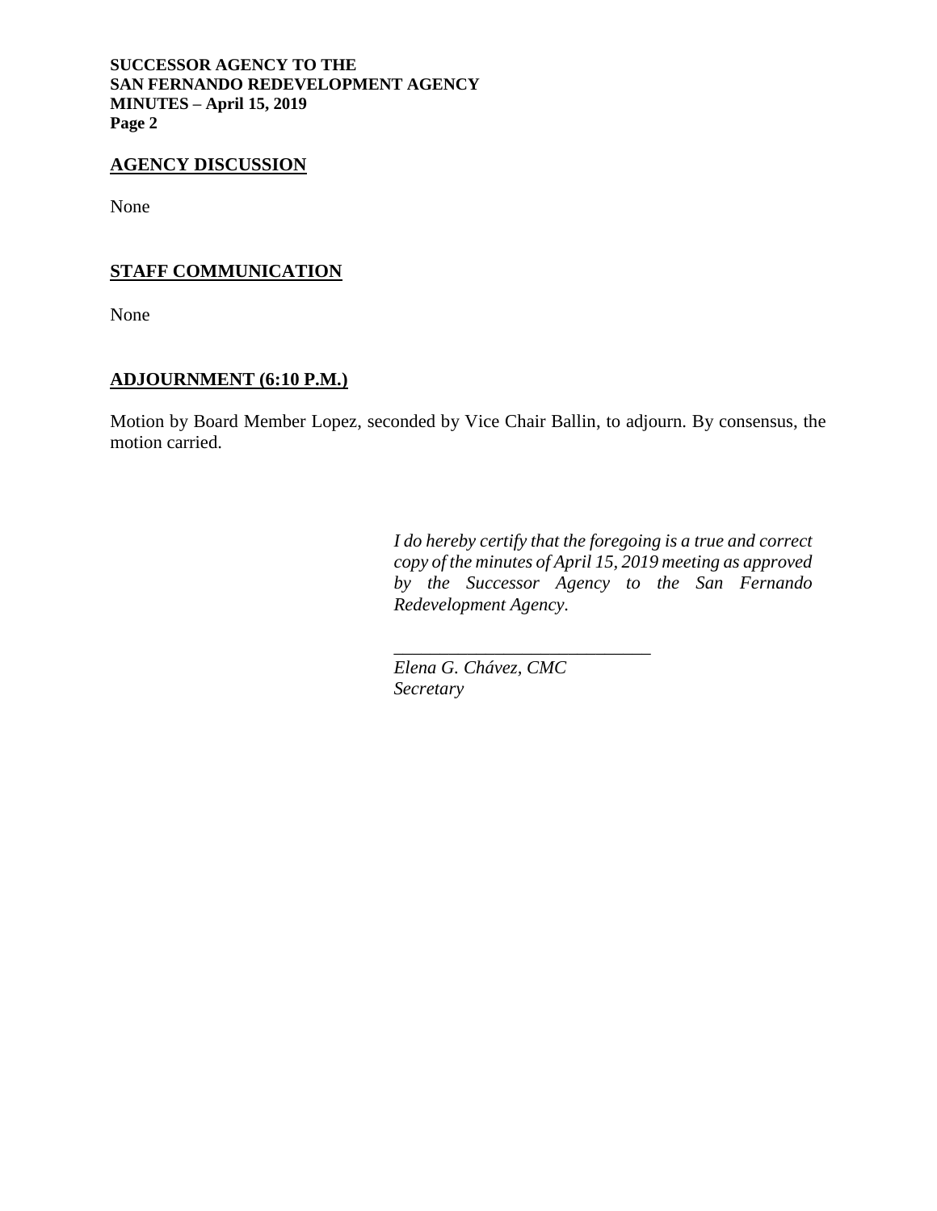## AGENCY DISCUSSION

None

## STAFF COMMUNICATION

None

## ADJOURNMENT (6:10 P.M.)

Motion by Board Member Lopez, seconded by Vice Chair Ballin, to adjourn. By consensus, the motion carried.

*I do hereby certify that the foregoing is a true and correct copy of the minutes of April 15, 2019 meeting as approved by the Successor Agency to the San Fernando Redevelopment Agency.*

\_\_\_\_\_\_\_\_\_\_\_\_\_\_\_\_\_\_\_\_\_\_\_\_\_\_\_\_

*Elena G. Chávez, CMC*
*Secretary*